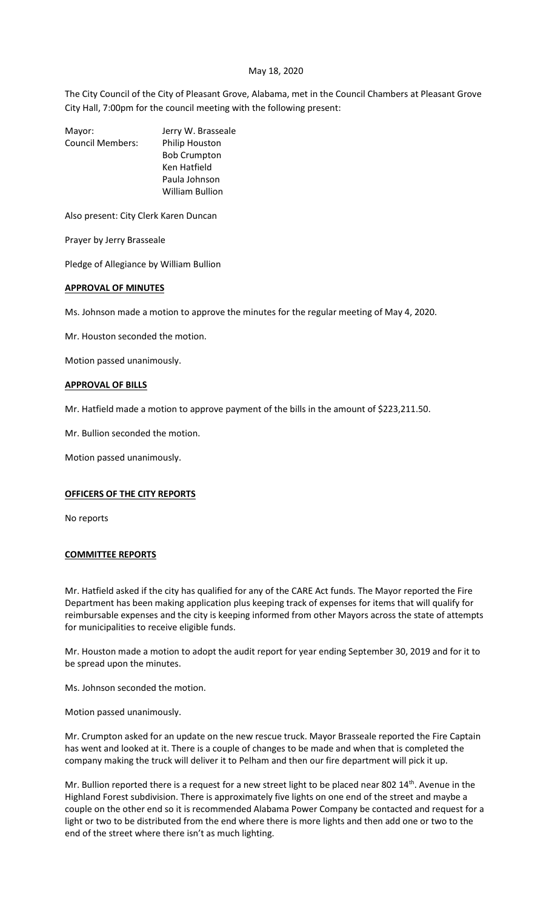May 18, 2020

The City Council of the City of Pleasant Grove, Alabama, met in the Council Chambers at Pleasant Grove City Hall, 7:00pm for the council meeting with the following present:

| | |
|---|---|
| Mayor: | Jerry W. Brasseale |
| Council Members: | Philip Houston |
| | Bob Crumpton |
| | Ken Hatfield |
| | Paula Johnson |
| | William Bullion |

Also present: City Clerk Karen Duncan

Prayer by Jerry Brasseale

Pledge of Allegiance by William Bullion

**APPROVAL OF MINUTES**

Ms. Johnson made a motion to approve the minutes for the regular meeting of May 4, 2020.

Mr. Houston seconded the motion.

Motion passed unanimously.

**APPROVAL OF BILLS**

Mr. Hatfield made a motion to approve payment of the bills in the amount of $223,211.50.

Mr. Bullion seconded the motion.

Motion passed unanimously.

**OFFICERS OF THE CITY REPORTS**

No reports

**COMMITTEE REPORTS**

Mr. Hatfield asked if the city has qualified for any of the CARE Act funds. The Mayor reported the Fire Department has been making application plus keeping track of expenses for items that will qualify for reimbursable expenses and the city is keeping informed from other Mayors across the state of attempts for municipalities to receive eligible funds.

Mr. Houston made a motion to adopt the audit report for year ending September 30, 2019 and for it to be spread upon the minutes.

Ms. Johnson seconded the motion.

Motion passed unanimously.

Mr. Crumpton asked for an update on the new rescue truck. Mayor Brasseale reported the Fire Captain has went and looked at it. There is a couple of changes to be made and when that is completed the company making the truck will deliver it to Pelham and then our fire department will pick it up.

Mr. Bullion reported there is a request for a new street light to be placed near 802 14th. Avenue in the Highland Forest subdivision. There is approximately five lights on one end of the street and maybe a couple on the other end so it is recommended Alabama Power Company be contacted and request for a light or two to be distributed from the end where there is more lights and then add one or two to the end of the street where there isn't as much lighting.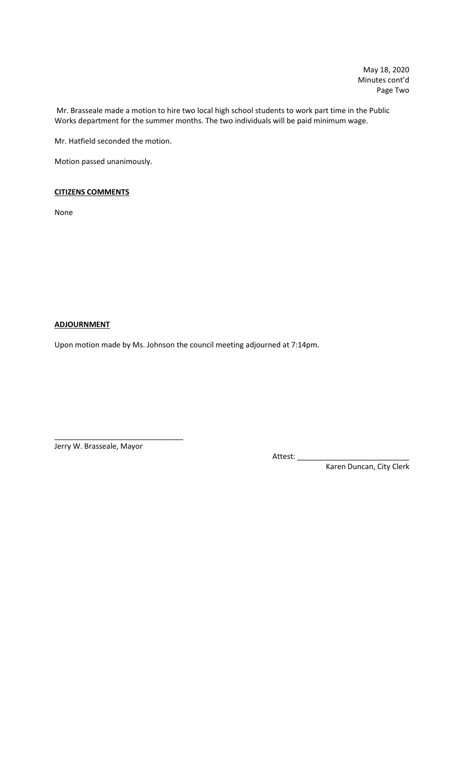Mr. Brasseale made a motion to hire two local high school students to work part time in the Public Works department for the summer months. The two individuals will be paid minimum wage.

Mr. Hatfield seconded the motion.

Motion passed unanimously.

**CITIZENS COMMENTS**

None

**ADJOURNMENT**

Upon motion made by Ms. Johnson the council meeting adjourned at 7:14pm.

______________________________
Jerry W. Brasseale, Mayor

Attest: ___________________________
Karen Duncan, City Clerk